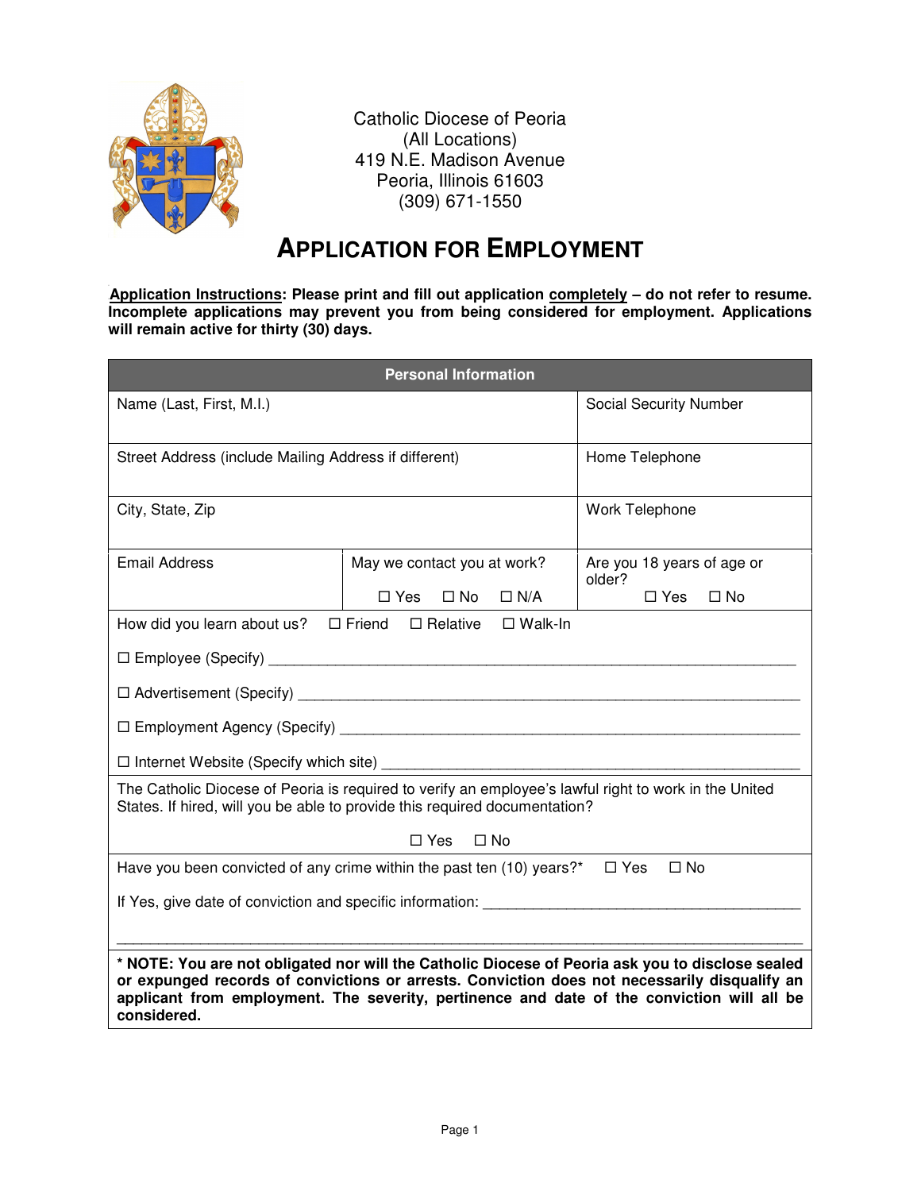Catholic Diocese of Peoria
(All Locations)
419 N.E. Madison Avenue
Peoria, Illinois 61603
(309) 671-1550

# APPLICATION FOR EMPLOYMENT

**Application Instructions: Please print and fill out application completely – do not refer to resume. Incomplete applications may prevent you from being considered for employment. Applications will remain active for thirty (30) days.**

| Personal Information | | |
|---|---|---|
| Name (Last, First, M.I.) | | Social Security Number |
| Street Address (include Mailing Address if different) | | Home Telephone |
| City, State, Zip | | Work Telephone |
| Email Address | May we contact you at work? ☐ Yes ☐ No ☐ N/A | Are you 18 years of age or older? ☐ Yes ☐ No |

How did you learn about us? ☐ Friend ☐ Relative ☐ Walk-In

☐ Employee (Specify) ____________________________________________

☐ Advertisement (Specify) ____________________________________________

☐ Employment Agency (Specify) ____________________________________________

☐ Internet Website (Specify which site) ____________________________________________

The Catholic Diocese of Peoria is required to verify an employee's lawful right to work in the United States. If hired, will you be able to provide this required documentation?

☐ Yes ☐ No

Have you been convicted of any crime within the past ten (10) years?* ☐ Yes ☐ No

If Yes, give date of conviction and specific information: ____________________________________________

____________________________________________

**\* NOTE: You are not obligated nor will the Catholic Diocese of Peoria ask you to disclose sealed or expunged records of convictions or arrests. Conviction does not necessarily disqualify an applicant from employment. The severity, pertinence and date of the conviction will all be considered.**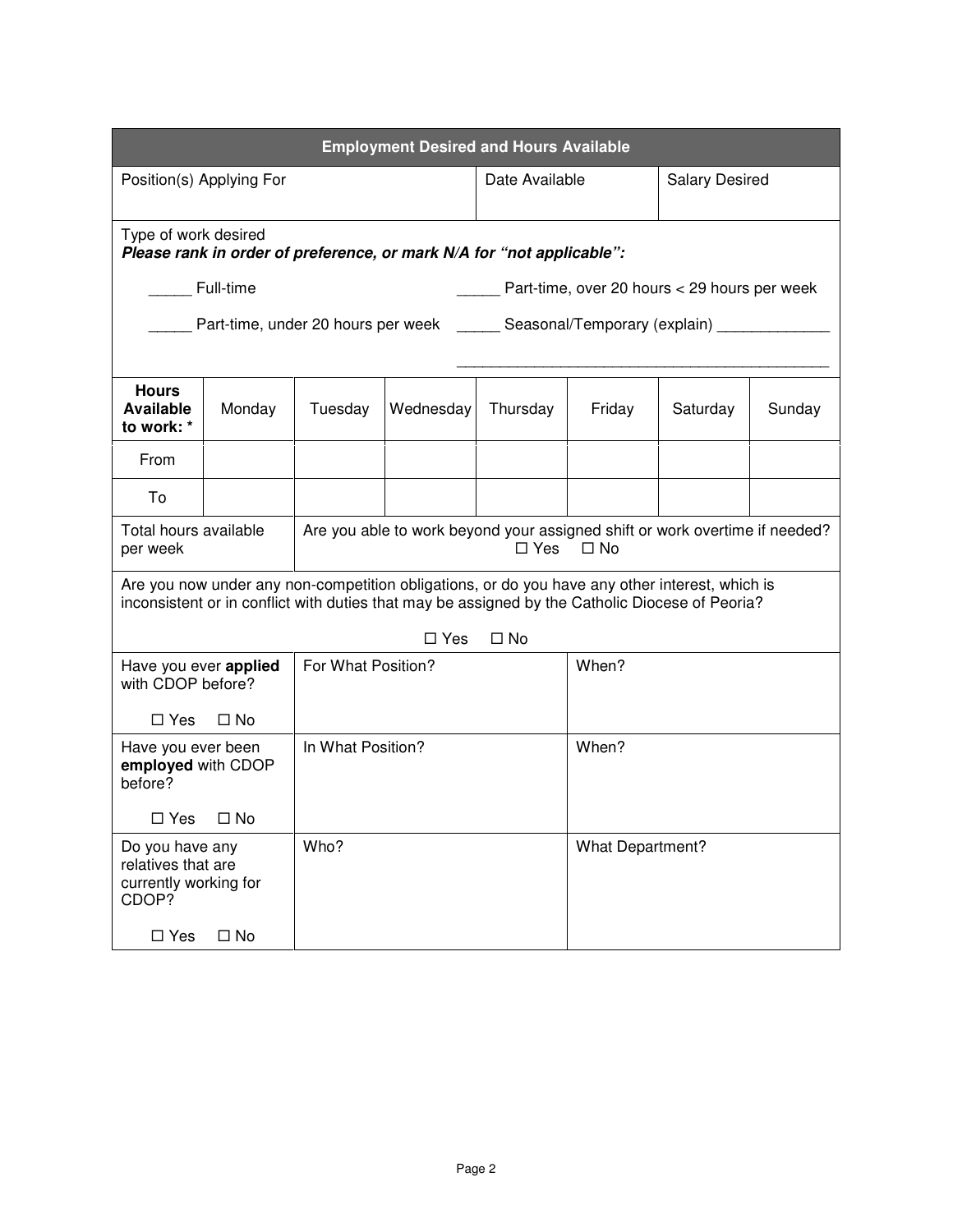## Employment Desired and Hours Available

| Position(s) Applying For | Date Available | Salary Desired |
|---|---|---|
| | | |

Type of work desired
***Please rank in order of preference, or mark N/A for "not applicable":***

_____ Full-time

_____ Part-time, over 20 hours < 29 hours per week

_____ Part-time, under 20 hours per week

_____ Seasonal/Temporary (explain) _____________

_____________________________________________

| Hours Available to work: * | Monday | Tuesday | Wednesday | Thursday | Friday | Saturday | Sunday |
|---|---|---|---|---|---|---|---|
| From | | | | | | | |
| To | | | | | | | |

| Total hours available per week | Are you able to work beyond your assigned shift or work overtime if needed? ☐ Yes ☐ No |
|---|---|

Are you now under any non-competition obligations, or do you have any other interest, which is inconsistent or in conflict with duties that may be assigned by the Catholic Diocese of Peoria?

☐ Yes ☐ No

| | | |
|---|---|---|
| Have you ever **applied** with CDOP before? ☐ Yes ☐ No | For What Position? | When? |
| Have you ever been **employed** with CDOP before? ☐ Yes ☐ No | In What Position? | When? |
| Do you have any relatives that are currently working for CDOP? ☐ Yes ☐ No | Who? | What Department? |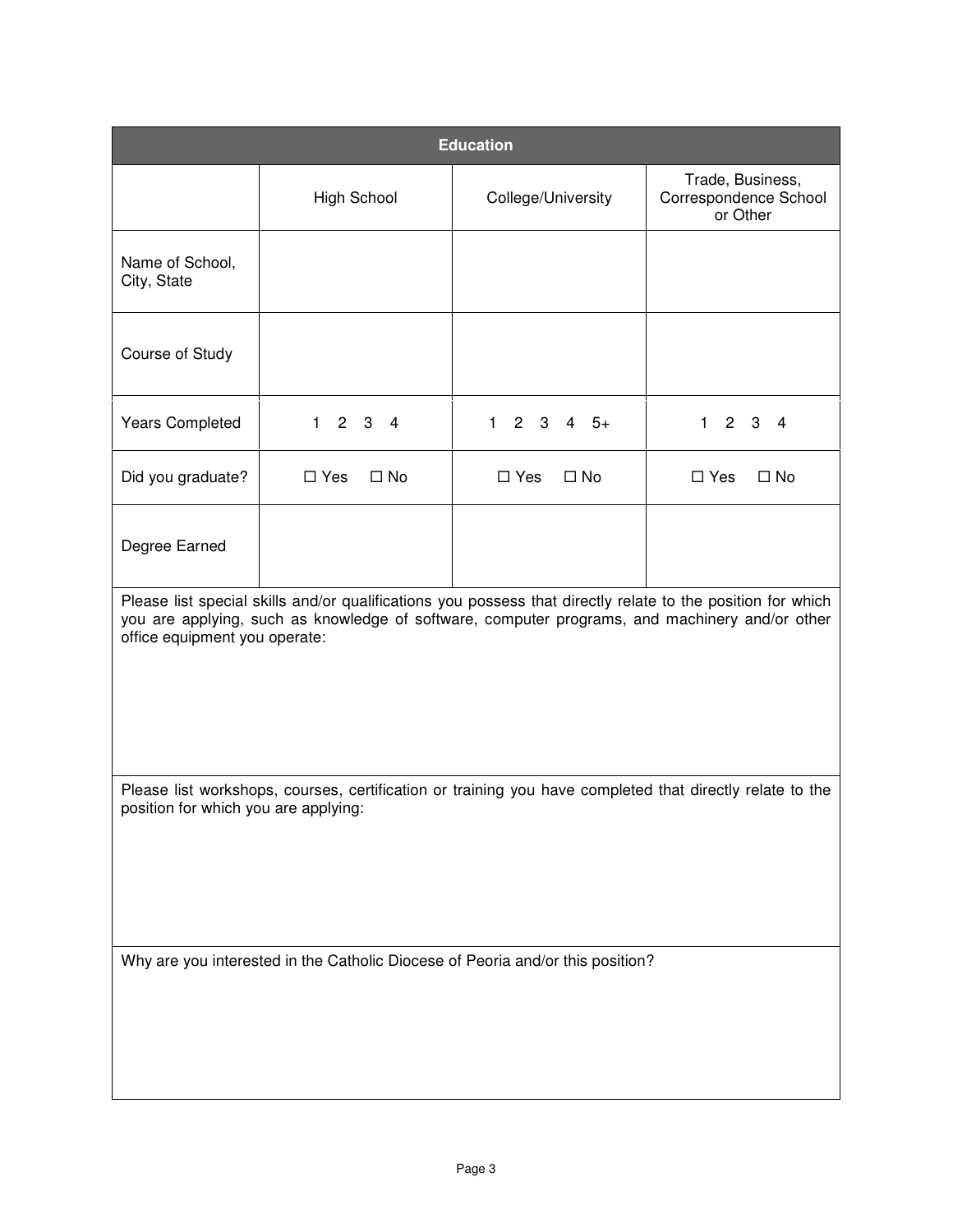## Education

| | High School | College/University | Trade, Business, Correspondence School or Other |
|---|---|---|---|
| Name of School, City, State | | | |
| Course of Study | | | |
| Years Completed | 1 2 3 4 | 1 2 3 4 5+ | 1 2 3 4 |
| Did you graduate? | ☐ Yes ☐ No | ☐ Yes ☐ No | ☐ Yes ☐ No |
| Degree Earned | | | |

Please list special skills and/or qualifications you possess that directly relate to the position for which you are applying, such as knowledge of software, computer programs, and machinery and/or other office equipment you operate:

Please list workshops, courses, certification or training you have completed that directly relate to the position for which you are applying:

Why are you interested in the Catholic Diocese of Peoria and/or this position?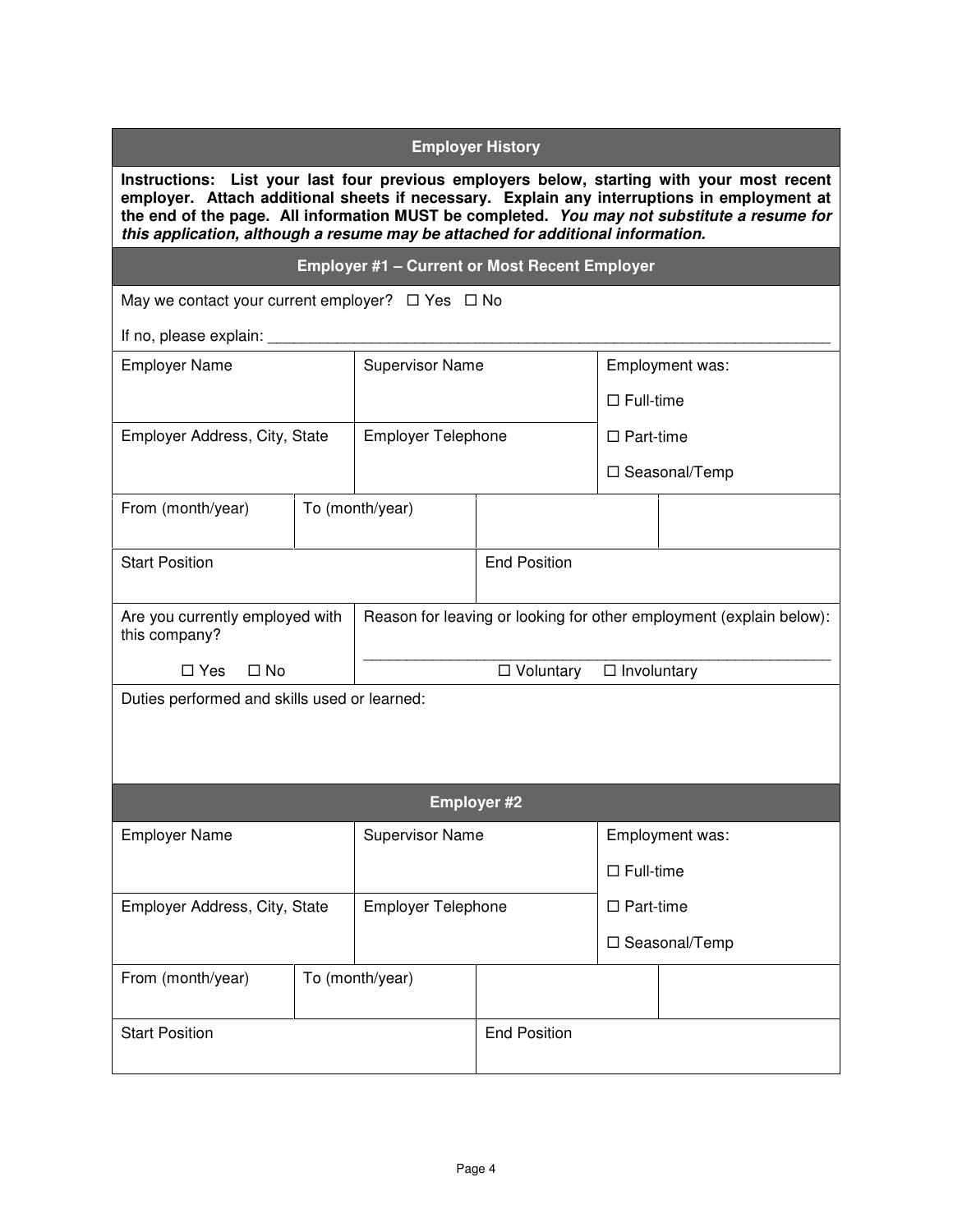## Employer History

**Instructions: List your last four previous employers below, starting with your most recent employer. Attach additional sheets if necessary. Explain any interruptions in employment at the end of the page. All information MUST be completed. *You may not substitute a resume for this application, although a resume may be attached for additional information.***

### Employer #1 – Current or Most Recent Employer

May we contact your current employer? ☐ Yes ☐ No

If no, please explain: ____________________________________________________________________

| Employer Name | Supervisor Name | Employment was: ☐ Full-time |
|---|---|---|
| Employer Address, City, State | Employer Telephone | ☐ Part-time ☐ Seasonal/Temp |

| From (month/year) | To (month/year) | | |
|---|---|---|---|
| Start Position | | End Position | |

| Are you currently employed with this company? ☐ Yes ☐ No | Reason for leaving or looking for other employment (explain below): ____________________________________________________ ☐ Voluntary ☐ Involuntary |
|---|---|

Duties performed and skills used or learned:

### Employer #2

| Employer Name | Supervisor Name | Employment was: ☐ Full-time |
|---|---|---|
| Employer Address, City, State | Employer Telephone | ☐ Part-time ☐ Seasonal/Temp |

| From (month/year) | To (month/year) | | |
|---|---|---|---|
| Start Position | | End Position | |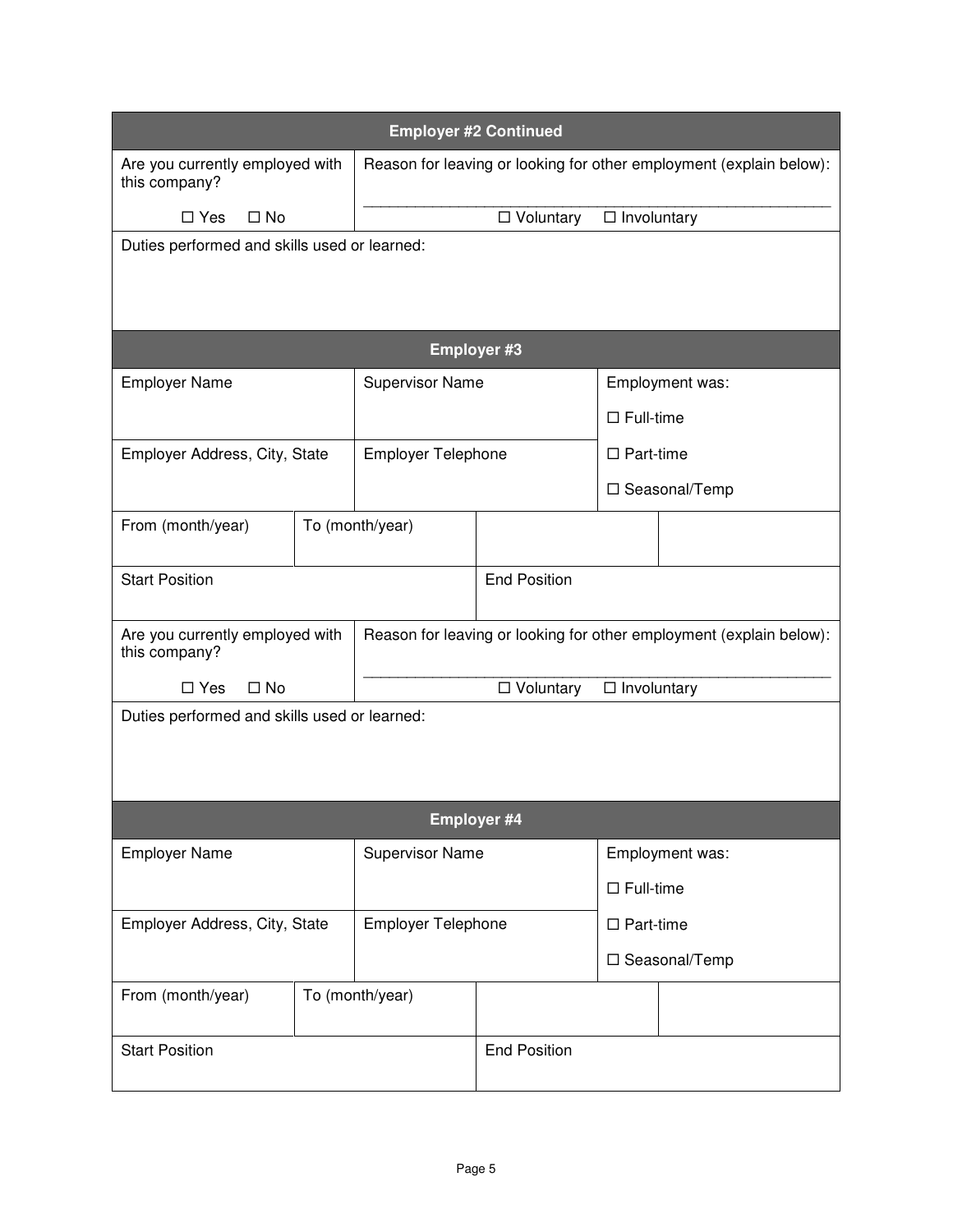## Employer #2 Continued

| Are you currently employed with this company? | Reason for leaving or looking for other employment (explain below): |
|---|---|
| ☐ Yes ☐ No | ______________________________________________________ ☐ Voluntary ☐ Involuntary |

Duties performed and skills used or learned:

## Employer #3

| Employer Name | Supervisor Name | Employment was: ☐ Full-time |
|---|---|---|
| Employer Address, City, State | Employer Telephone | ☐ Part-time ☐ Seasonal/Temp |

| From (month/year) | To (month/year) | | |
|---|---|---|---|

| Start Position | End Position |
|---|---|

| Are you currently employed with this company? | Reason for leaving or looking for other employment (explain below): |
|---|---|
| ☐ Yes ☐ No | ______________________________________________________ ☐ Voluntary ☐ Involuntary |

Duties performed and skills used or learned:

## Employer #4

| Employer Name | Supervisor Name | Employment was: ☐ Full-time |
|---|---|---|
| Employer Address, City, State | Employer Telephone | ☐ Part-time ☐ Seasonal/Temp |

| From (month/year) | To (month/year) | | |
|---|---|---|---|

| Start Position | End Position |
|---|---|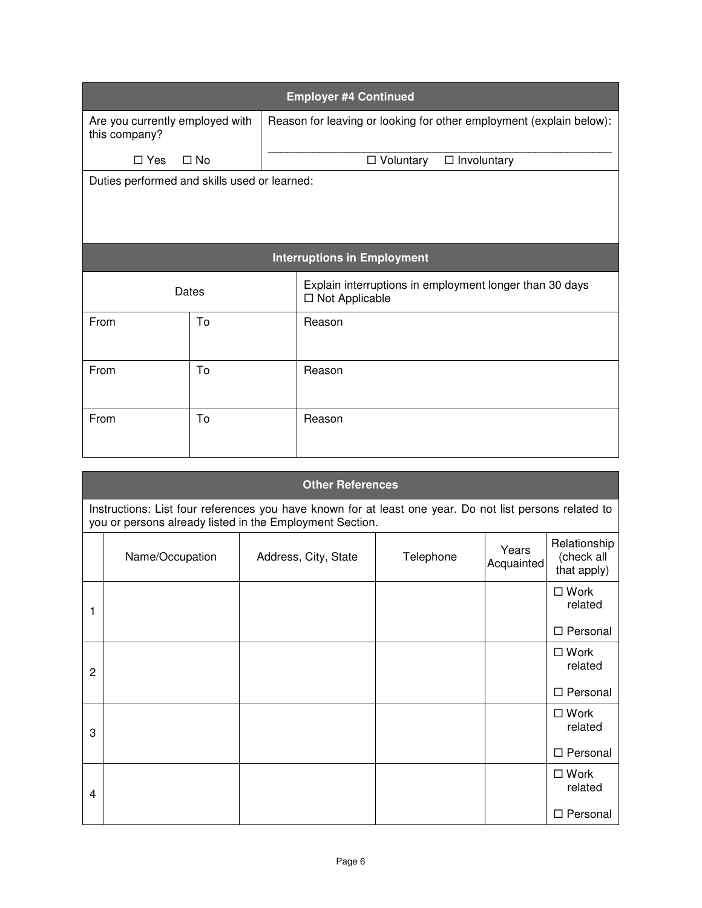## Employer #4 Continued

| Are you currently employed with this company?<br>☐ Yes ☐ No | Reason for leaving or looking for other employment (explain below):<br>_______________________________________________<br>☐ Voluntary ☐ Involuntary |
|---|---|
| Duties performed and skills used or learned: | |

## Interruptions in Employment

| Dates | | Explain interruptions in employment longer than 30 days<br>☐ Not Applicable |
|---|---|---|
| From | To | Reason |
| From | To | Reason |
| From | To | Reason |

## Other References

Instructions: List four references you have known for at least one year. Do not list persons related to you or persons already listed in the Employment Section.

| | Name/Occupation | Address, City, State | Telephone | Years Acquainted | Relationship (check all that apply) |
|---|---|---|---|---|---|
| 1 | | | | | ☐ Work related<br>☐ Personal |
| 2 | | | | | ☐ Work related<br>☐ Personal |
| 3 | | | | | ☐ Work related<br>☐ Personal |
| 4 | | | | | ☐ Work related<br>☐ Personal |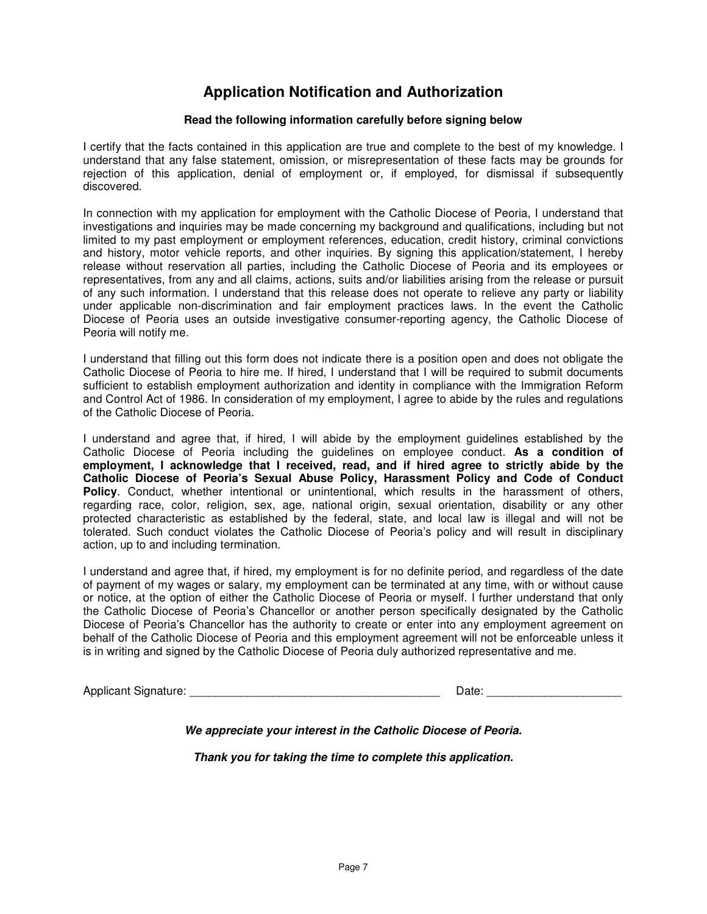# Application Notification and Authorization

**Read the following information carefully before signing below**

I certify that the facts contained in this application are true and complete to the best of my knowledge. I understand that any false statement, omission, or misrepresentation of these facts may be grounds for rejection of this application, denial of employment or, if employed, for dismissal if subsequently discovered.

In connection with my application for employment with the Catholic Diocese of Peoria, I understand that investigations and inquiries may be made concerning my background and qualifications, including but not limited to my past employment or employment references, education, credit history, criminal convictions and history, motor vehicle reports, and other inquiries. By signing this application/statement, I hereby release without reservation all parties, including the Catholic Diocese of Peoria and its employees or representatives, from any and all claims, actions, suits and/or liabilities arising from the release or pursuit of any such information. I understand that this release does not operate to relieve any party or liability under applicable non-discrimination and fair employment practices laws. In the event the Catholic Diocese of Peoria uses an outside investigative consumer-reporting agency, the Catholic Diocese of Peoria will notify me.

I understand that filling out this form does not indicate there is a position open and does not obligate the Catholic Diocese of Peoria to hire me. If hired, I understand that I will be required to submit documents sufficient to establish employment authorization and identity in compliance with the Immigration Reform and Control Act of 1986. In consideration of my employment, I agree to abide by the rules and regulations of the Catholic Diocese of Peoria.

I understand and agree that, if hired, I will abide by the employment guidelines established by the Catholic Diocese of Peoria including the guidelines on employee conduct. **As a condition of employment, I acknowledge that I received, read, and if hired agree to strictly abide by the Catholic Diocese of Peoria's Sexual Abuse Policy, Harassment Policy and Code of Conduct Policy**. Conduct, whether intentional or unintentional, which results in the harassment of others, regarding race, color, religion, sex, age, national origin, sexual orientation, disability or any other protected characteristic as established by the federal, state, and local law is illegal and will not be tolerated. Such conduct violates the Catholic Diocese of Peoria's policy and will result in disciplinary action, up to and including termination.

I understand and agree that, if hired, my employment is for no definite period, and regardless of the date of payment of my wages or salary, my employment can be terminated at any time, with or without cause or notice, at the option of either the Catholic Diocese of Peoria or myself. I further understand that only the Catholic Diocese of Peoria's Chancellor or another person specifically designated by the Catholic Diocese of Peoria's Chancellor has the authority to create or enter into any employment agreement on behalf of the Catholic Diocese of Peoria and this employment agreement will not be enforceable unless it is in writing and signed by the Catholic Diocese of Peoria duly authorized representative and me.

Applicant Signature: ________________________________________ Date: _____________________

***We appreciate your interest in the Catholic Diocese of Peoria.***

***Thank you for taking the time to complete this application.***